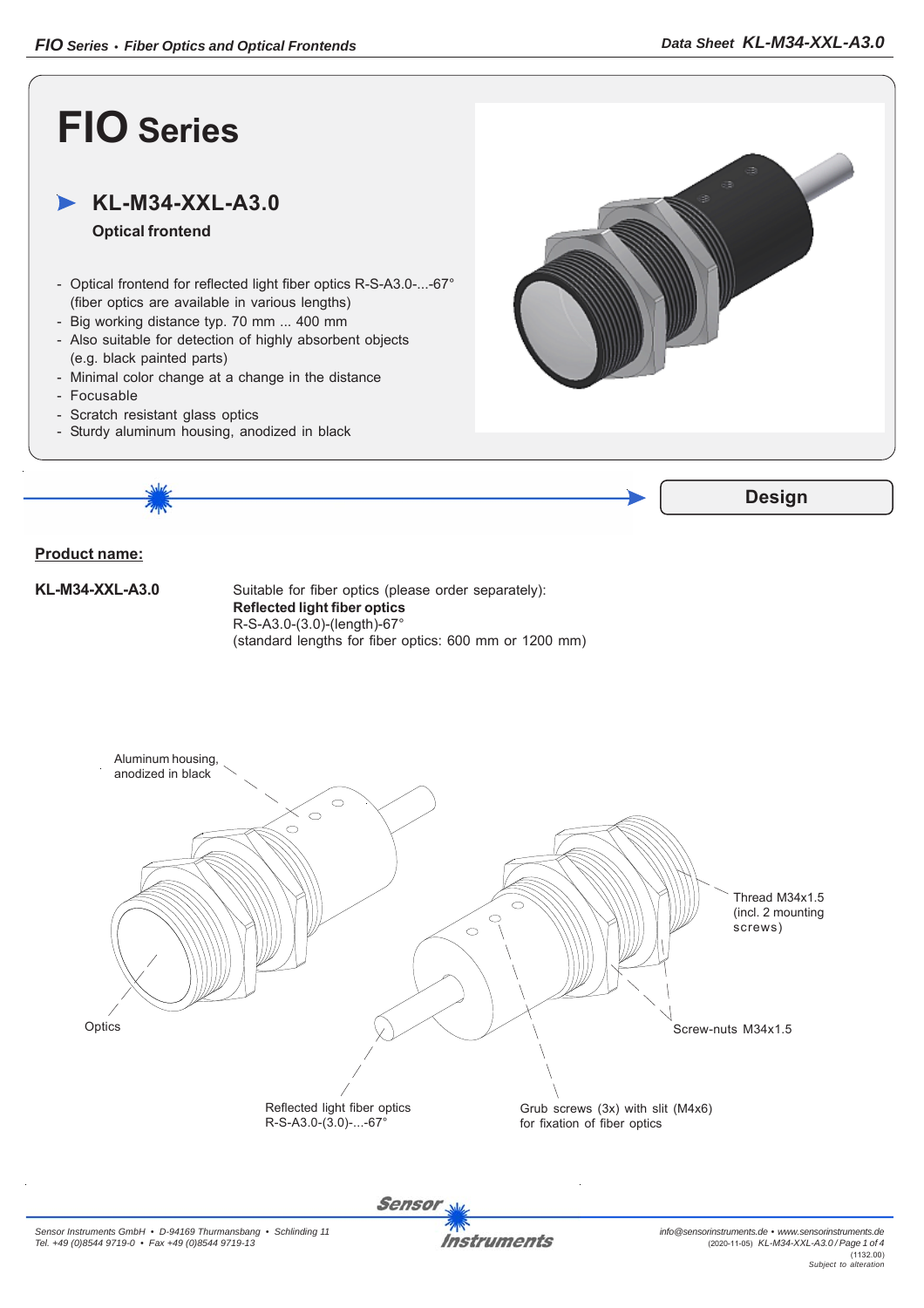# FIO Series

## KL-M34-XXL-A3.0

**Optical frontend**

- Optical frontend for reflected light fiber optics R-S-A3.0-...-67° (fiber optics are available in various lengths)
- Big working distance typ. 70 mm ... 400 mm
- Also suitable for detection of highly absorbent objects (e.g. black painted parts)
- Minimal color change at a change in the distance
- Focusable
- Scratch resistant glass optics
- Sturdy aluminum housing, anodized in black

## Design

**Product name:**

**KL-M34-XXL-A3.0**

Suitable for fiber optics (please order separately):
**Reflected light fiber optics**
R-S-A3.0-(3.0)-(length)-67°
(standard lengths for fiber optics: 600 mm or 1200 mm)

Aluminum housing, anodized in black

Thread M34x1.5 (incl. 2 mounting screws)

Optics

Screw-nuts M34x1.5

Reflected light fiber optics R-S-A3.0-(3.0)-...-67°

Grub screws (3x) with slit (M4x6) for fixation of fiber optics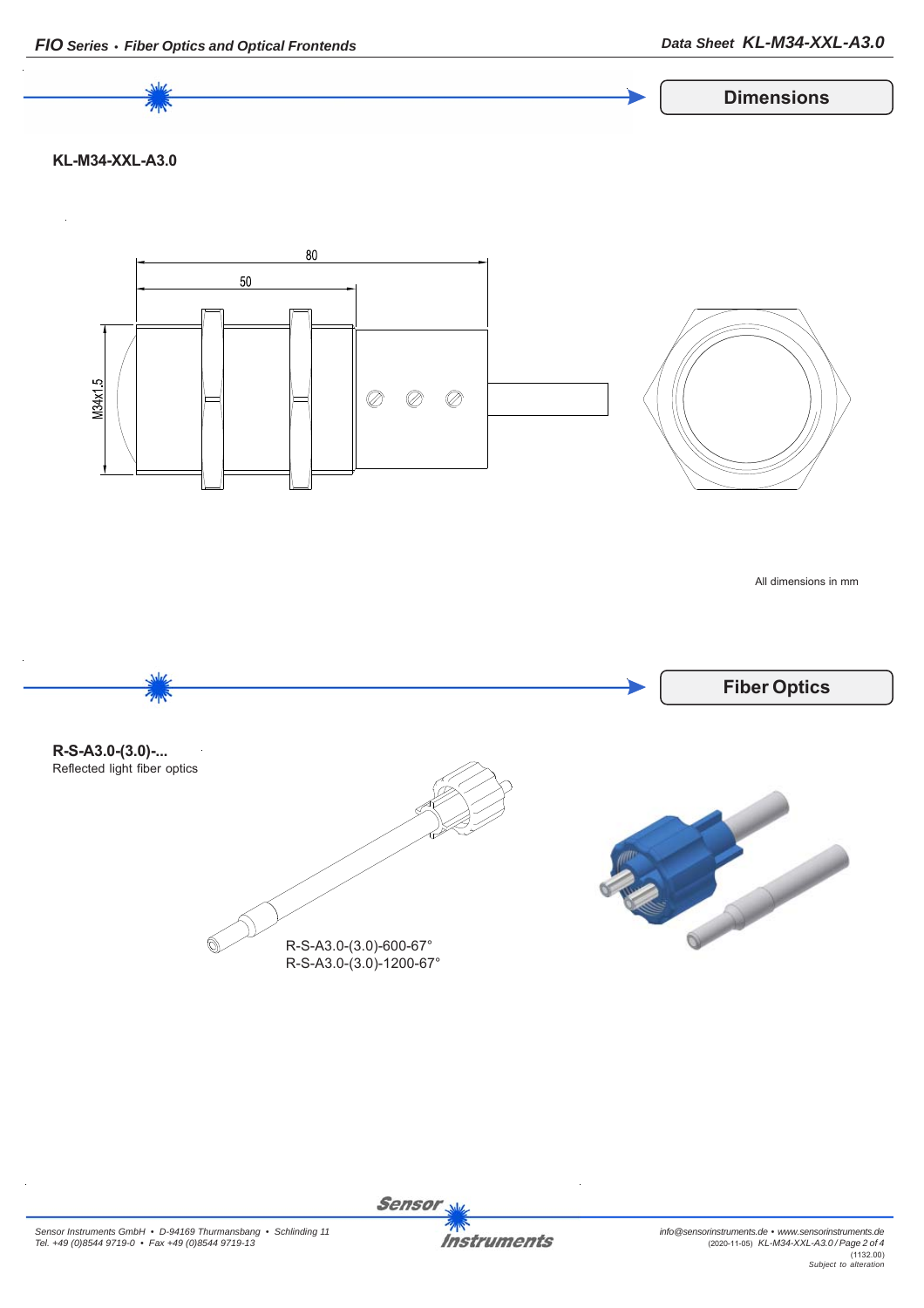## Dimensions

**KL-M34-XXL-A3.0**

80

50

M34x1.5

All dimensions in mm

## Fiber Optics

**R-S-A3.0-(3.0)-...**
Reflected light fiber optics

R-S-A3.0-(3.0)-600-67°
R-S-A3.0-(3.0)-1200-67°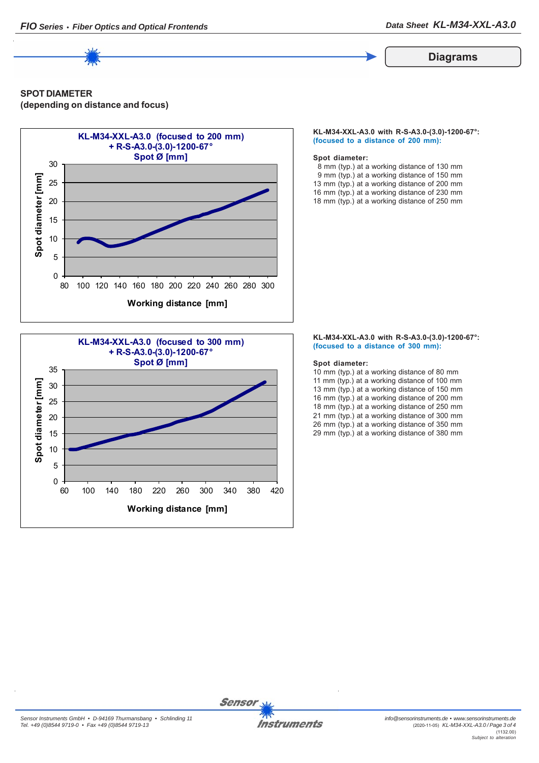## Diagrams

**SPOT DIAMETER**
**(depending on distance and focus)**

**KL-M34-XXL-A3.0 with R-S-A3.0-(3.0)-1200-67°:**
**(focused to a distance of 200 mm):**

**Spot diameter:**

8 mm (typ.) at a working distance of 130 mm
9 mm (typ.) at a working distance of 150 mm
13 mm (typ.) at a working distance of 200 mm
16 mm (typ.) at a working distance of 230 mm
18 mm (typ.) at a working distance of 250 mm

**KL-M34-XXL-A3.0 with R-S-A3.0-(3.0)-1200-67°:**
**(focused to a distance of 300 mm):**

**Spot diameter:**

10 mm (typ.) at a working distance of 80 mm
11 mm (typ.) at a working distance of 100 mm
13 mm (typ.) at a working distance of 150 mm
16 mm (typ.) at a working distance of 200 mm
18 mm (typ.) at a working distance of 250 mm
21 mm (typ.) at a working distance of 300 mm
26 mm (typ.) at a working distance of 350 mm
29 mm (typ.) at a working distance of 380 mm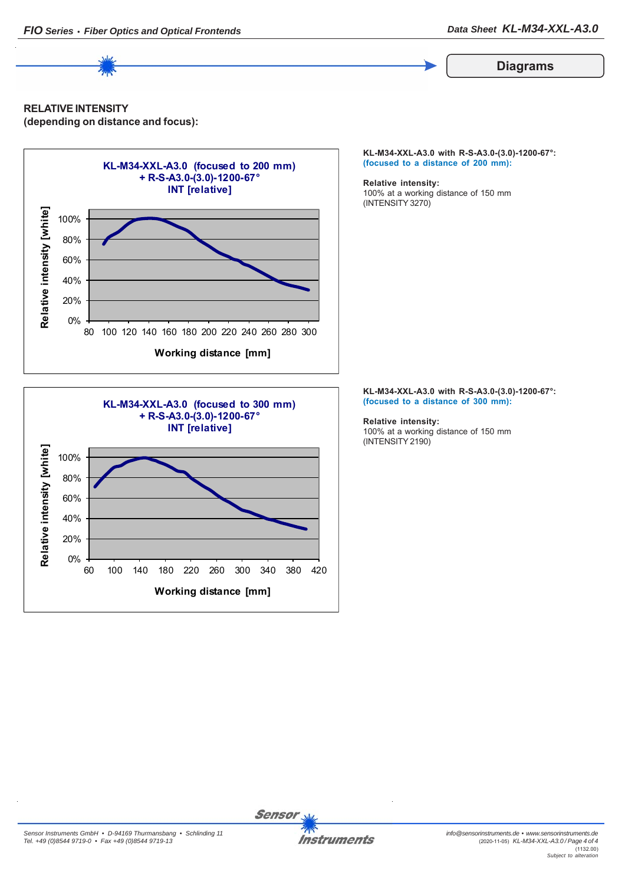## Diagrams

**RELATIVE INTENSITY**
**(depending on distance and focus):**

KL-M34-XXL-A3.0 (focused to 200 mm)
+ R-S-A3.0-(3.0)-1200-67°
INT [relative]

Relative intensity [white]

100%
80%
60%
40%
20%
0%

80 100 120 140 160 180 200 220 240 260 280 300

Working distance [mm]

**KL-M34-XXL-A3.0 with R-S-A3.0-(3.0)-1200-67°:**
**(focused to a distance of 200 mm):**

**Relative intensity:**
100% at a working distance of 150 mm
(INTENSITY 3270)

KL-M34-XXL-A3.0 (focused to 300 mm)
+ R-S-A3.0-(3.0)-1200-67°
INT [relative]

Relative intensity [white]

100%
80%
60%
40%
20%
0%

60 100 140 180 220 260 300 340 380 420

Working distance [mm]

**KL-M34-XXL-A3.0 with R-S-A3.0-(3.0)-1200-67°:**
**(focused to a distance of 300 mm):**

**Relative intensity:**
100% at a working distance of 150 mm
(INTENSITY 2190)